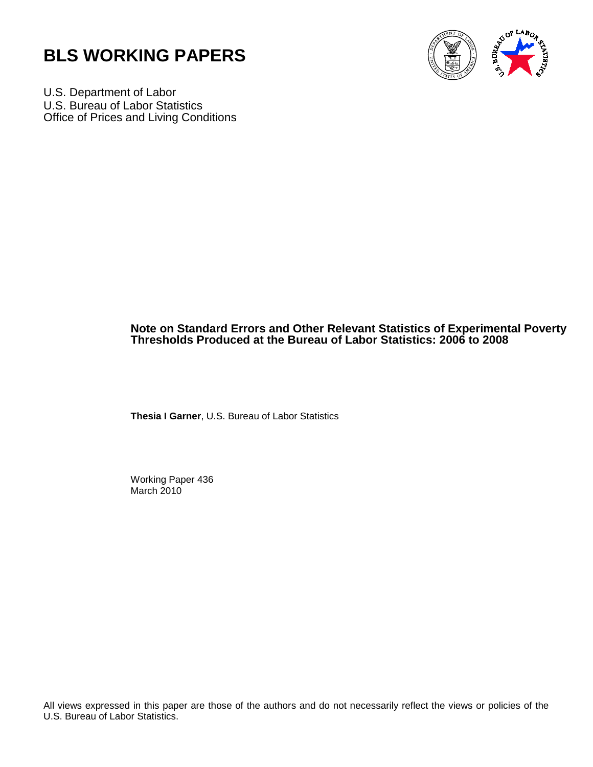# BLS WORKING PAPERS

U.S. Department of Labor
U.S. Bureau of Labor Statistics
Office of Prices and Living Conditions

## Note on Standard Errors and Other Relevant Statistics of Experimental Poverty Thresholds Produced at the Bureau of Labor Statistics: 2006 to 2008

**Thesia I Garner**, U.S. Bureau of Labor Statistics

Working Paper 436
March 2010

All views expressed in this paper are those of the authors and do not necessarily reflect the views or policies of the U.S. Bureau of Labor Statistics.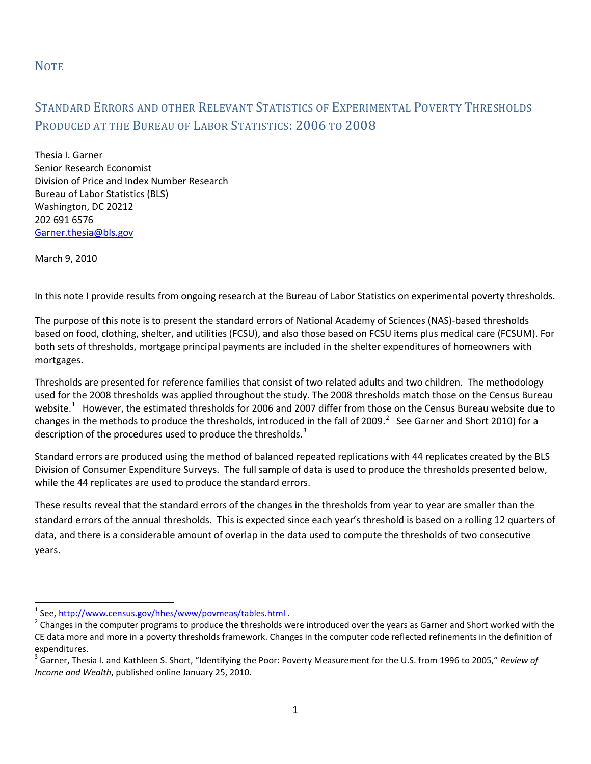# NOTE

## STANDARD ERRORS AND OTHER RELEVANT STATISTICS OF EXPERIMENTAL POVERTY THRESHOLDS PRODUCED AT THE BUREAU OF LABOR STATISTICS: 2006 TO 2008

Thesia I. Garner
Senior Research Economist
Division of Price and Index Number Research
Bureau of Labor Statistics (BLS)
Washington, DC 20212
202 691 6576
Garner.thesia@bls.gov

March 9, 2010

In this note I provide results from ongoing research at the Bureau of Labor Statistics on experimental poverty thresholds.

The purpose of this note is to present the standard errors of National Academy of Sciences (NAS)-based thresholds based on food, clothing, shelter, and utilities (FCSU), and also those based on FCSU items plus medical care (FCSUM). For both sets of thresholds, mortgage principal payments are included in the shelter expenditures of homeowners with mortgages.

Thresholds are presented for reference families that consist of two related adults and two children. The methodology used for the 2008 thresholds was applied throughout the study. The 2008 thresholds match those on the Census Bureau website.[1] However, the estimated thresholds for 2006 and 2007 differ from those on the Census Bureau website due to changes in the methods to produce the thresholds, introduced in the fall of 2009.[2] See Garner and Short 2010) for a description of the procedures used to produce the thresholds.[3]

Standard errors are produced using the method of balanced repeated replications with 44 replicates created by the BLS Division of Consumer Expenditure Surveys. The full sample of data is used to produce the thresholds presented below, while the 44 replicates are used to produce the standard errors.

These results reveal that the standard errors of the changes in the thresholds from year to year are smaller than the standard errors of the annual thresholds. This is expected since each year's threshold is based on a rolling 12 quarters of data, and there is a considerable amount of overlap in the data used to compute the thresholds of two consecutive years.

---

[1] See, http://www.census.gov/hhes/www/povmeas/tables.html .

[2] Changes in the computer programs to produce the thresholds were introduced over the years as Garner and Short worked with the CE data more and more in a poverty thresholds framework. Changes in the computer code reflected refinements in the definition of expenditures.

[3] Garner, Thesia I. and Kathleen S. Short, "Identifying the Poor: Poverty Measurement for the U.S. from 1996 to 2005," *Review of Income and Wealth*, published online January 25, 2010.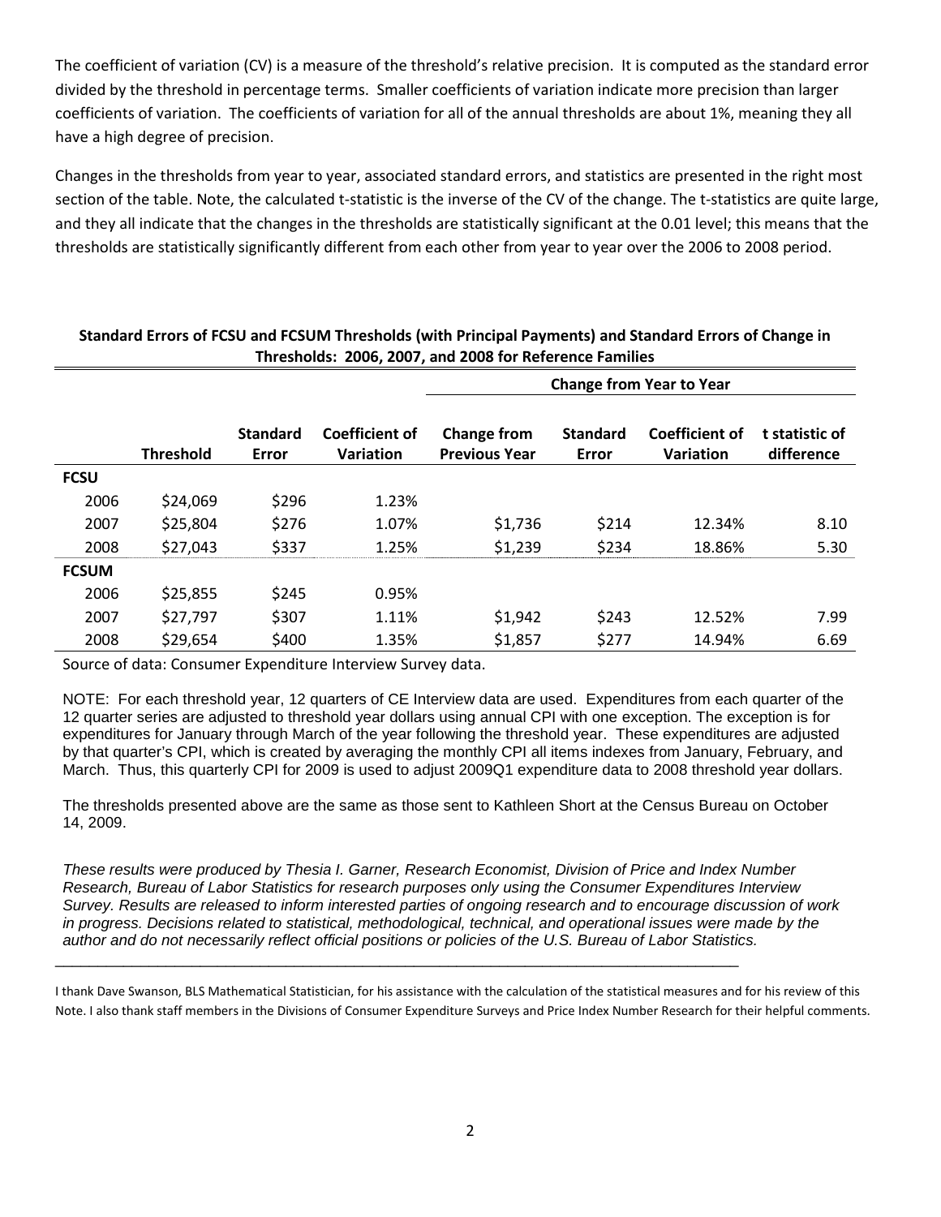The coefficient of variation (CV) is a measure of the threshold's relative precision. It is computed as the standard error divided by the threshold in percentage terms. Smaller coefficients of variation indicate more precision than larger coefficients of variation. The coefficients of variation for all of the annual thresholds are about 1%, meaning they all have a high degree of precision.

Changes in the thresholds from year to year, associated standard errors, and statistics are presented in the right most section of the table. Note, the calculated t-statistic is the inverse of the CV of the change. The t-statistics are quite large, and they all indicate that the changes in the thresholds are statistically significant at the 0.01 level; this means that the thresholds are statistically significantly different from each other from year to year over the 2006 to 2008 period.

**Standard Errors of FCSU and FCSUM Thresholds (with Principal Payments) and Standard Errors of Change in Thresholds: 2006, 2007, and 2008 for Reference Families**

| | | | | Change from Year to Year | | | |
|---|---|---|---|---|---|---|---|
| | **Threshold** | **Standard Error** | **Coefficient of Variation** | **Change from Previous Year** | **Standard Error** | **Coefficient of Variation** | **t statistic of difference** |
| **FCSU** | | | | | | | |
| 2006 | $24,069 | $296 | 1.23% | | | | |
| 2007 | $25,804 | $276 | 1.07% | $1,736 | $214 | 12.34% | 8.10 |
| 2008 | $27,043 | $337 | 1.25% | $1,239 | $234 | 18.86% | 5.30 |
| **FCSUM** | | | | | | | |
| 2006 | $25,855 | $245 | 0.95% | | | | |
| 2007 | $27,797 | $307 | 1.11% | $1,942 | $243 | 12.52% | 7.99 |
| 2008 | $29,654 | $400 | 1.35% | $1,857 | $277 | 14.94% | 6.69 |

Source of data: Consumer Expenditure Interview Survey data.

NOTE: For each threshold year, 12 quarters of CE Interview data are used. Expenditures from each quarter of the 12 quarter series are adjusted to threshold year dollars using annual CPI with one exception. The exception is for expenditures for January through March of the year following the threshold year. These expenditures are adjusted by that quarter's CPI, which is created by averaging the monthly CPI all items indexes from January, February, and March. Thus, this quarterly CPI for 2009 is used to adjust 2009Q1 expenditure data to 2008 threshold year dollars.

The thresholds presented above are the same as those sent to Kathleen Short at the Census Bureau on October 14, 2009.

*These results were produced by Thesia I. Garner, Research Economist, Division of Price and Index Number Research, Bureau of Labor Statistics for research purposes only using the Consumer Expenditures Interview Survey. Results are released to inform interested parties of ongoing research and to encourage discussion of work in progress. Decisions related to statistical, methodological, technical, and operational issues were made by the author and do not necessarily reflect official positions or policies of the U.S. Bureau of Labor Statistics.*

---

I thank Dave Swanson, BLS Mathematical Statistician, for his assistance with the calculation of the statistical measures and for his review of this Note. I also thank staff members in the Divisions of Consumer Expenditure Surveys and Price Index Number Research for their helpful comments.